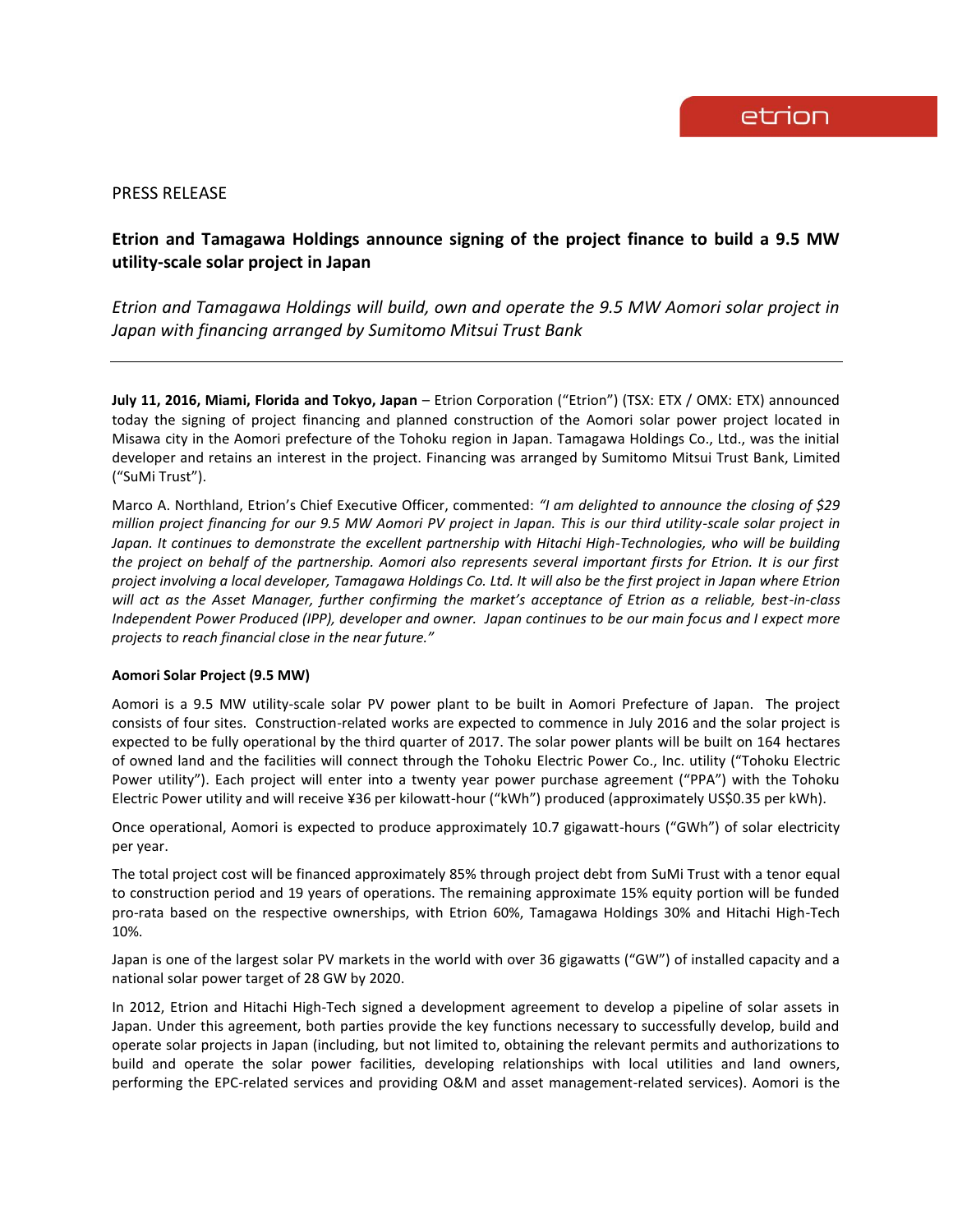etrion

PRESS RELEASE

# Etrion and Tamagawa Holdings announce signing of the project finance to build a 9.5 MW utility-scale solar project in Japan

*Etrion and Tamagawa Holdings will build, own and operate the 9.5 MW Aomori solar project in Japan with financing arranged by Sumitomo Mitsui Trust Bank*

---

**July 11, 2016, Miami, Florida and Tokyo, Japan** – Etrion Corporation ("Etrion") (TSX: ETX / OMX: ETX) announced today the signing of project financing and planned construction of the Aomori solar power project located in Misawa city in the Aomori prefecture of the Tohoku region in Japan. Tamagawa Holdings Co., Ltd., was the initial developer and retains an interest in the project. Financing was arranged by Sumitomo Mitsui Trust Bank, Limited ("SuMi Trust").

Marco A. Northland, Etrion's Chief Executive Officer, commented: *"I am delighted to announce the closing of $29 million project financing for our 9.5 MW Aomori PV project in Japan. This is our third utility-scale solar project in Japan. It continues to demonstrate the excellent partnership with Hitachi High-Technologies, who will be building the project on behalf of the partnership. Aomori also represents several important firsts for Etrion. It is our first project involving a local developer, Tamagawa Holdings Co. Ltd. It will also be the first project in Japan where Etrion will act as the Asset Manager, further confirming the market's acceptance of Etrion as a reliable, best-in-class Independent Power Produced (IPP), developer and owner. Japan continues to be our main focus and I expect more projects to reach financial close in the near future."*

**Aomori Solar Project (9.5 MW)**

Aomori is a 9.5 MW utility-scale solar PV power plant to be built in Aomori Prefecture of Japan. The project consists of four sites. Construction-related works are expected to commence in July 2016 and the solar project is expected to be fully operational by the third quarter of 2017. The solar power plants will be built on 164 hectares of owned land and the facilities will connect through the Tohoku Electric Power Co., Inc. utility ("Tohoku Electric Power utility"). Each project will enter into a twenty year power purchase agreement ("PPA") with the Tohoku Electric Power utility and will receive ¥36 per kilowatt-hour ("kWh") produced (approximately US$0.35 per kWh).

Once operational, Aomori is expected to produce approximately 10.7 gigawatt-hours ("GWh") of solar electricity per year.

The total project cost will be financed approximately 85% through project debt from SuMi Trust with a tenor equal to construction period and 19 years of operations. The remaining approximate 15% equity portion will be funded pro-rata based on the respective ownerships, with Etrion 60%, Tamagawa Holdings 30% and Hitachi High-Tech 10%.

Japan is one of the largest solar PV markets in the world with over 36 gigawatts ("GW") of installed capacity and a national solar power target of 28 GW by 2020.

In 2012, Etrion and Hitachi High-Tech signed a development agreement to develop a pipeline of solar assets in Japan. Under this agreement, both parties provide the key functions necessary to successfully develop, build and operate solar projects in Japan (including, but not limited to, obtaining the relevant permits and authorizations to build and operate the solar power facilities, developing relationships with local utilities and land owners, performing the EPC-related services and providing O&M and asset management-related services). Aomori is the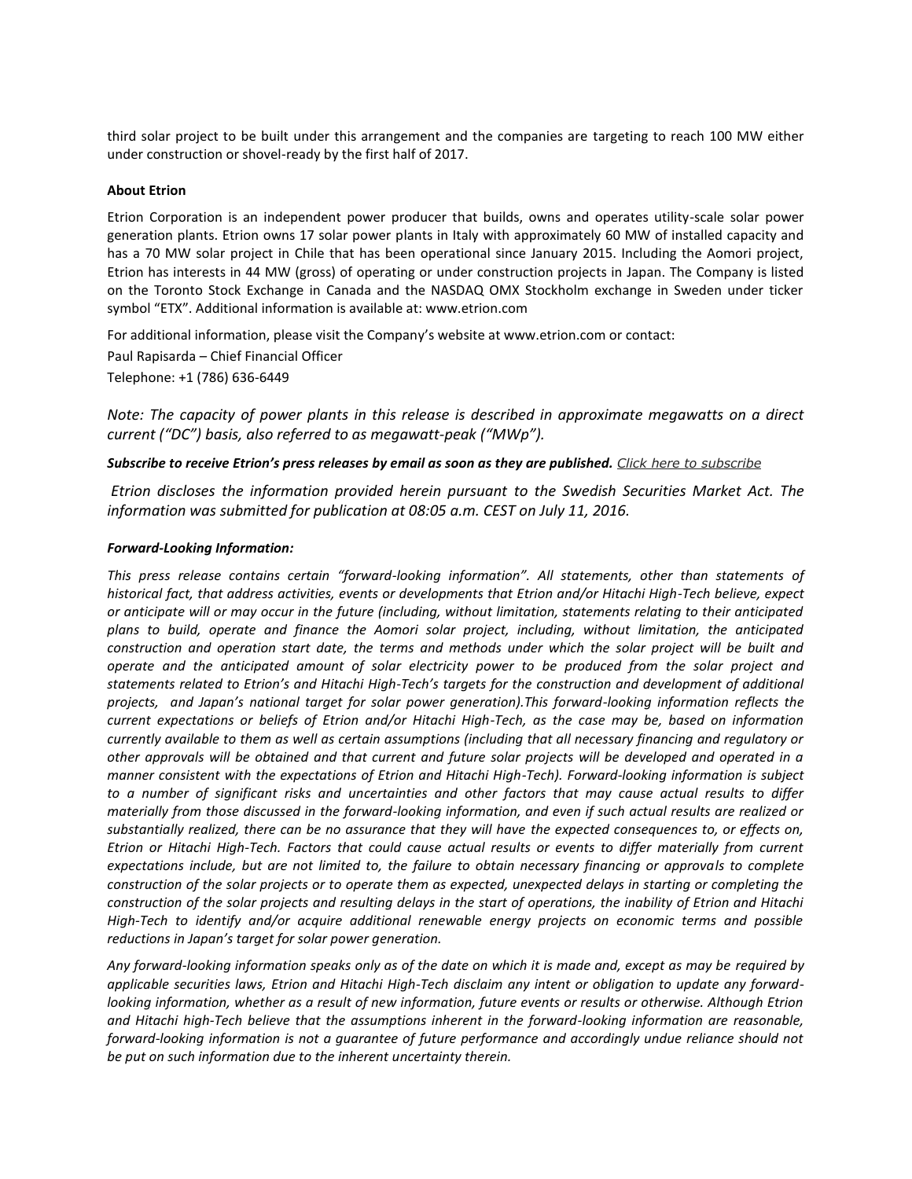third solar project to be built under this arrangement and the companies are targeting to reach 100 MW either under construction or shovel-ready by the first half of 2017.

**About Etrion**

Etrion Corporation is an independent power producer that builds, owns and operates utility-scale solar power generation plants. Etrion owns 17 solar power plants in Italy with approximately 60 MW of installed capacity and has a 70 MW solar project in Chile that has been operational since January 2015. Including the Aomori project, Etrion has interests in 44 MW (gross) of operating or under construction projects in Japan. The Company is listed on the Toronto Stock Exchange in Canada and the NASDAQ OMX Stockholm exchange in Sweden under ticker symbol "ETX". Additional information is available at: www.etrion.com

For additional information, please visit the Company's website at www.etrion.com or contact:

Paul Rapisarda – Chief Financial Officer

Telephone: +1 (786) 636-6449

*Note: The capacity of power plants in this release is described in approximate megawatts on a direct current ("DC") basis, also referred to as megawatt-peak ("MWp").*

***Subscribe to receive Etrion's press releases by email as soon as they are published.*** *Click here to subscribe*

*Etrion discloses the information provided herein pursuant to the Swedish Securities Market Act. The information was submitted for publication at 08:05 a.m. CEST on July 11, 2016.*

***Forward-Looking Information:***

*This press release contains certain "forward-looking information". All statements, other than statements of historical fact, that address activities, events or developments that Etrion and/or Hitachi High-Tech believe, expect or anticipate will or may occur in the future (including, without limitation, statements relating to their anticipated plans to build, operate and finance the Aomori solar project, including, without limitation, the anticipated construction and operation start date, the terms and methods under which the solar project will be built and operate and the anticipated amount of solar electricity power to be produced from the solar project and statements related to Etrion's and Hitachi High-Tech's targets for the construction and development of additional projects, and Japan's national target for solar power generation).This forward-looking information reflects the current expectations or beliefs of Etrion and/or Hitachi High-Tech, as the case may be, based on information currently available to them as well as certain assumptions (including that all necessary financing and regulatory or other approvals will be obtained and that current and future solar projects will be developed and operated in a manner consistent with the expectations of Etrion and Hitachi High-Tech). Forward-looking information is subject to a number of significant risks and uncertainties and other factors that may cause actual results to differ materially from those discussed in the forward-looking information, and even if such actual results are realized or substantially realized, there can be no assurance that they will have the expected consequences to, or effects on, Etrion or Hitachi High-Tech. Factors that could cause actual results or events to differ materially from current expectations include, but are not limited to, the failure to obtain necessary financing or approvals to complete construction of the solar projects or to operate them as expected, unexpected delays in starting or completing the construction of the solar projects and resulting delays in the start of operations, the inability of Etrion and Hitachi High-Tech to identify and/or acquire additional renewable energy projects on economic terms and possible reductions in Japan's target for solar power generation.*

*Any forward-looking information speaks only as of the date on which it is made and, except as may be required by applicable securities laws, Etrion and Hitachi High-Tech disclaim any intent or obligation to update any forward-looking information, whether as a result of new information, future events or results or otherwise. Although Etrion and Hitachi high-Tech believe that the assumptions inherent in the forward-looking information are reasonable, forward-looking information is not a guarantee of future performance and accordingly undue reliance should not be put on such information due to the inherent uncertainty therein.*